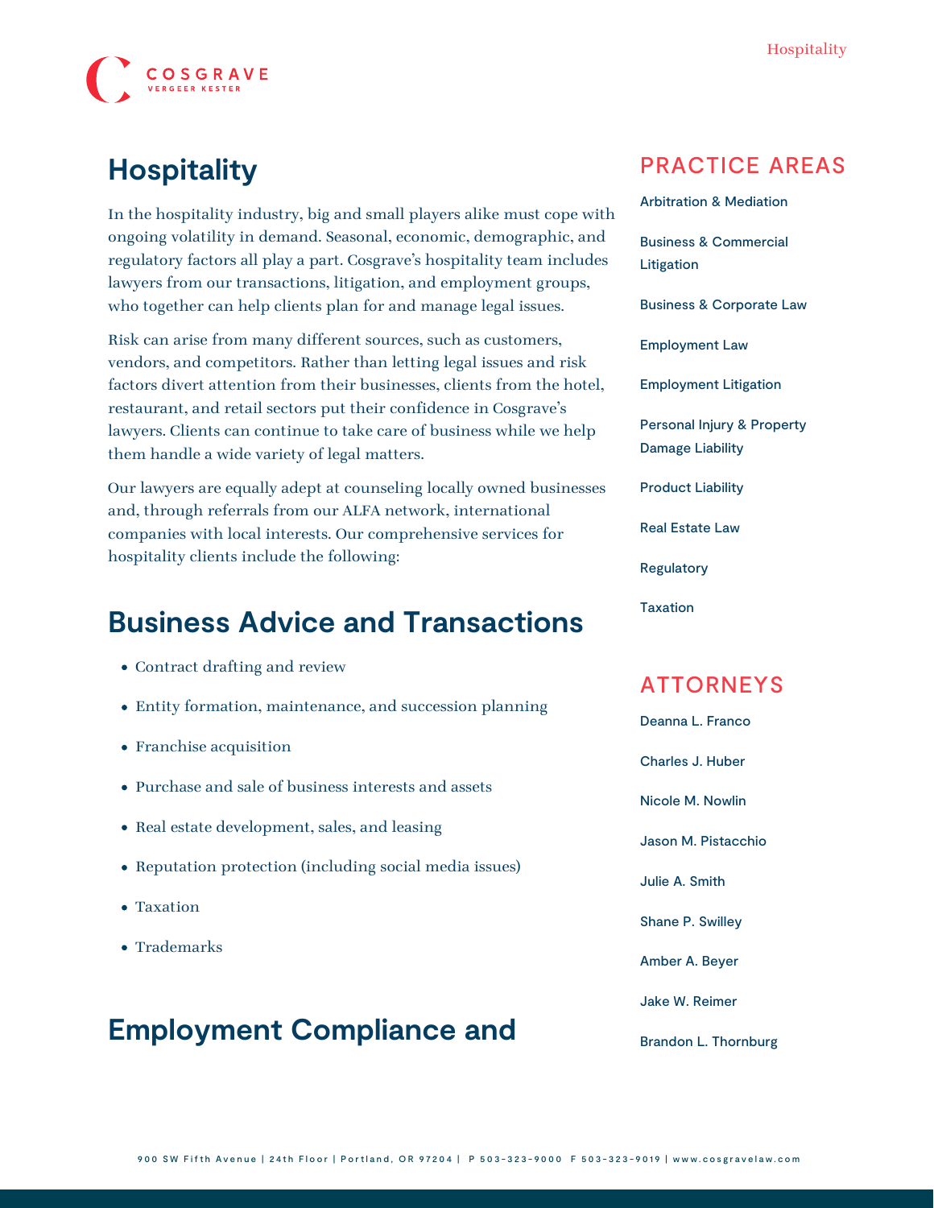# Hospitality

In the hospitality industry, big and small players alike must cope with ongoing volatility in demand. Seasonal, economic, demographic, and regulatory factors all play a part. Cosgrave's hospitality team includes lawyers from our transactions, litigation, and employment groups, who together can help clients plan for and manage legal issues.

Risk can arise from many different sources, such as customers, vendors, and competitors. Rather than letting legal issues and risk factors divert attention from their businesses, clients from the hotel, restaurant, and retail sectors put their confidence in Cosgrave's lawyers. Clients can continue to take care of business while we help them handle a wide variety of legal matters.

Our lawyers are equally adept at counseling locally owned businesses and, through referrals from our ALFA network, international companies with local interests. Our comprehensive services for hospitality clients include the following:

## Business Advice and Transactions

- Contract drafting and review
- Entity formation, maintenance, and succession planning
- Franchise acquisition
- Purchase and sale of business interests and assets
- Real estate development, sales, and leasing
- Reputation protection (including social media issues)
- Taxation
- Trademarks

## Employment Compliance and

## PRACTICE AREAS

- Arbitration & Mediation
- Business & Commercial Litigation
- Business & Corporate Law
- Employment Law
- Employment Litigation
- Personal Injury & Property Damage Liability
- Product Liability
- Real Estate Law
- Regulatory
- Taxation

## ATTORNEYS

- Deanna L. Franco
- Charles J. Huber
- Nicole M. Nowlin
- Jason M. Pistacchio
- Julie A. Smith
- Shane P. Swilley
- Amber A. Beyer
- Jake W. Reimer
- Brandon L. Thornburg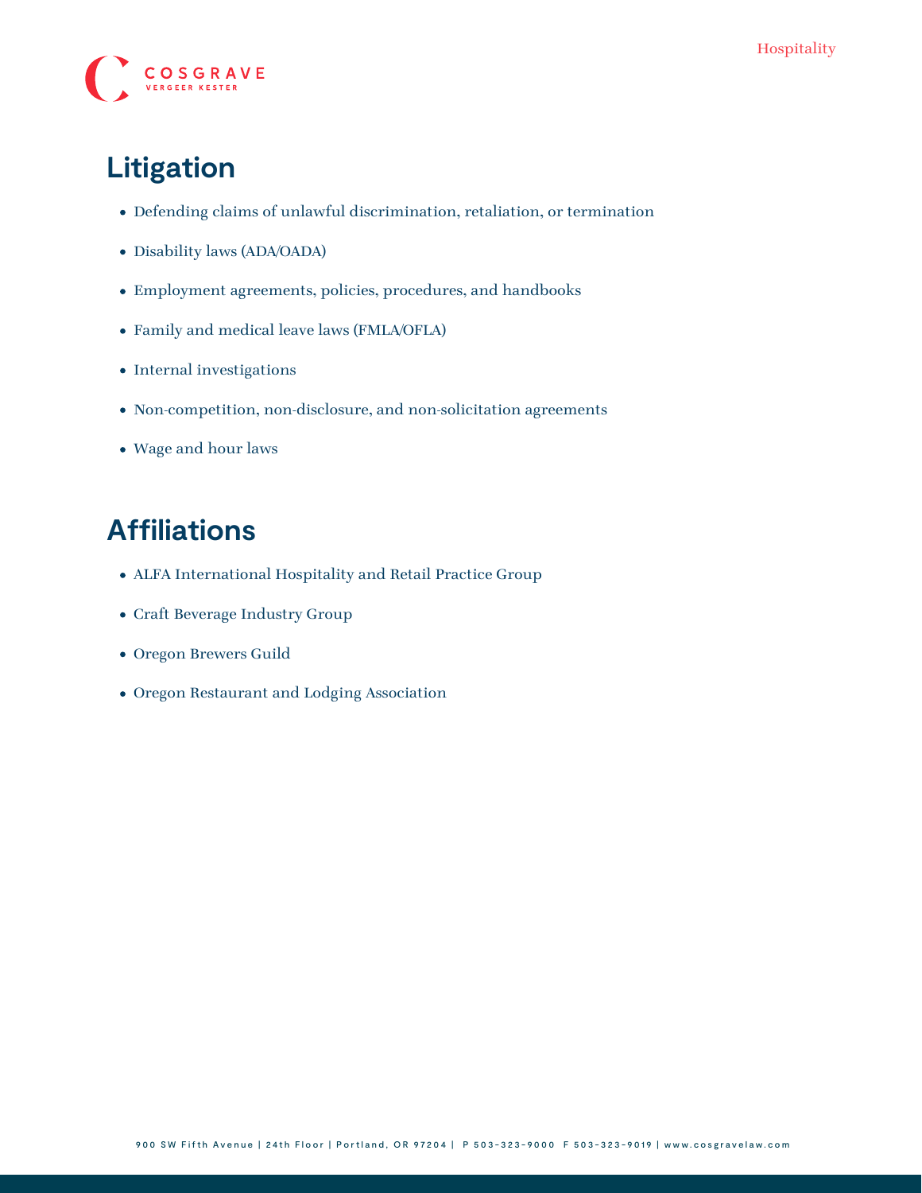## Litigation

- Defending claims of unlawful discrimination, retaliation, or termination
- Disability laws (ADA/OADA)
- Employment agreements, policies, procedures, and handbooks
- Family and medical leave laws (FMLA/OFLA)
- Internal investigations
- Non-competition, non-disclosure, and non-solicitation agreements
- Wage and hour laws

## Affiliations

- ALFA International Hospitality and Retail Practice Group
- Craft Beverage Industry Group
- Oregon Brewers Guild
- Oregon Restaurant and Lodging Association